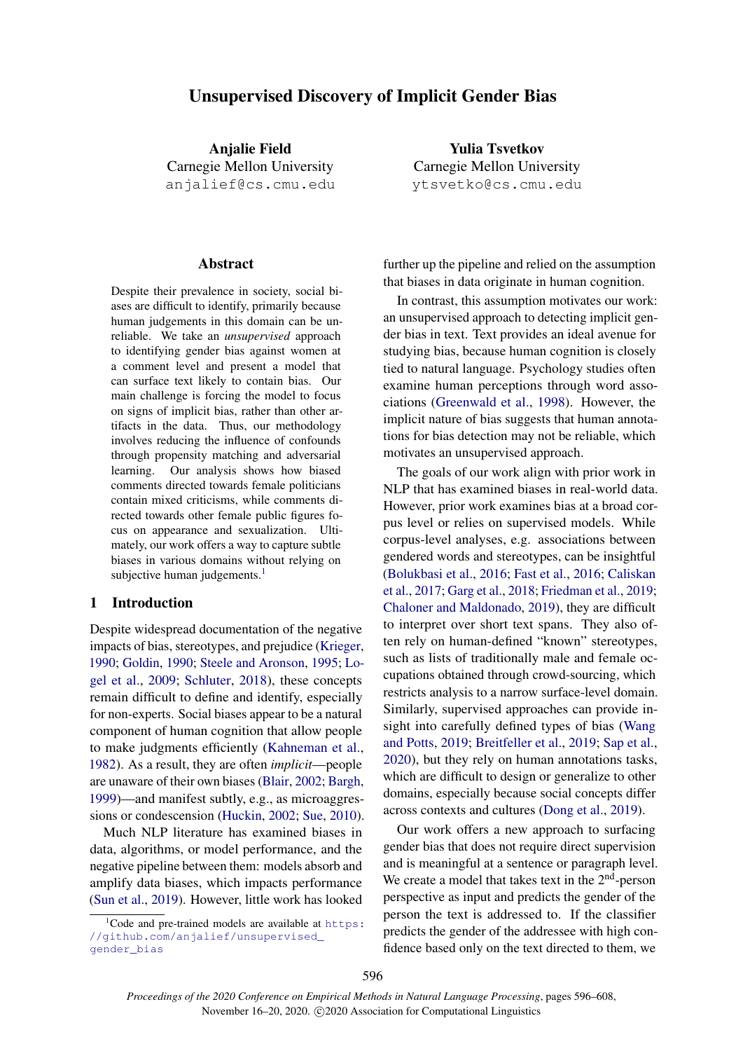# Unsupervised Discovery of Implicit Gender Bias

**Anjalie Field**
Carnegie Mellon University
anjalief@cs.cmu.edu

**Yulia Tsvetkov**
Carnegie Mellon University
ytsvetko@cs.cmu.edu

## Abstract

Despite their prevalence in society, social biases are difficult to identify, primarily because human judgements in this domain can be unreliable. We take an *unsupervised* approach to identifying gender bias against women at a comment level and present a model that can surface text likely to contain bias. Our main challenge is forcing the model to focus on signs of implicit bias, rather than other artifacts in the data. Thus, our methodology involves reducing the influence of confounds through propensity matching and adversarial learning. Our analysis shows how biased comments directed towards female politicians contain mixed criticisms, while comments directed towards other female public figures focus on appearance and sexualization. Ultimately, our work offers a way to capture subtle biases in various domains without relying on subjective human judgements.[1]

## 1 Introduction

Despite widespread documentation of the negative impacts of bias, stereotypes, and prejudice (Krieger, 1990; Goldin, 1990; Steele and Aronson, 1995; Logel et al., 2009; Schluter, 2018), these concepts remain difficult to define and identify, especially for non-experts. Social biases appear to be a natural component of human cognition that allow people to make judgments efficiently (Kahneman et al., 1982). As a result, they are often *implicit*—people are unaware of their own biases (Blair, 2002; Bargh, 1999)—and manifest subtly, e.g., as microaggressions or condescension (Huckin, 2002; Sue, 2010).

Much NLP literature has examined biases in data, algorithms, or model performance, and the negative pipeline between them: models absorb and amplify data biases, which impacts performance (Sun et al., 2019). However, little work has looked further up the pipeline and relied on the assumption that biases in data originate in human cognition.

In contrast, this assumption motivates our work: an unsupervised approach to detecting implicit gender bias in text. Text provides an ideal avenue for studying bias, because human cognition is closely tied to natural language. Psychology studies often examine human perceptions through word associations (Greenwald et al., 1998). However, the implicit nature of bias suggests that human annotations for bias detection may not be reliable, which motivates an unsupervised approach.

The goals of our work align with prior work in NLP that has examined biases in real-world data. However, prior work examines bias at a broad corpus level or relies on supervised models. While corpus-level analyses, e.g. associations between gendered words and stereotypes, can be insightful (Bolukbasi et al., 2016; Fast et al., 2016; Caliskan et al., 2017; Garg et al., 2018; Friedman et al., 2019; Chaloner and Maldonado, 2019), they are difficult to interpret over short text spans. They also often rely on human-defined "known" stereotypes, such as lists of traditionally male and female occupations obtained through crowd-sourcing, which restricts analysis to a narrow surface-level domain. Similarly, supervised approaches can provide insight into carefully defined types of bias (Wang and Potts, 2019; Breitfeller et al., 2019; Sap et al., 2020), but they rely on human annotations tasks, which are difficult to design or generalize to other domains, especially because social concepts differ across contexts and cultures (Dong et al., 2019).

Our work offers a new approach to surfacing gender bias that does not require direct supervision and is meaningful at a sentence or paragraph level. We create a model that takes text in the 2nd-person perspective as input and predicts the gender of the person the text is addressed to. If the classifier predicts the gender of the addressee with high confidence based only on the text directed to them, we

[1] Code and pre-trained models are available at https://github.com/anjalief/unsupervised_gender_bias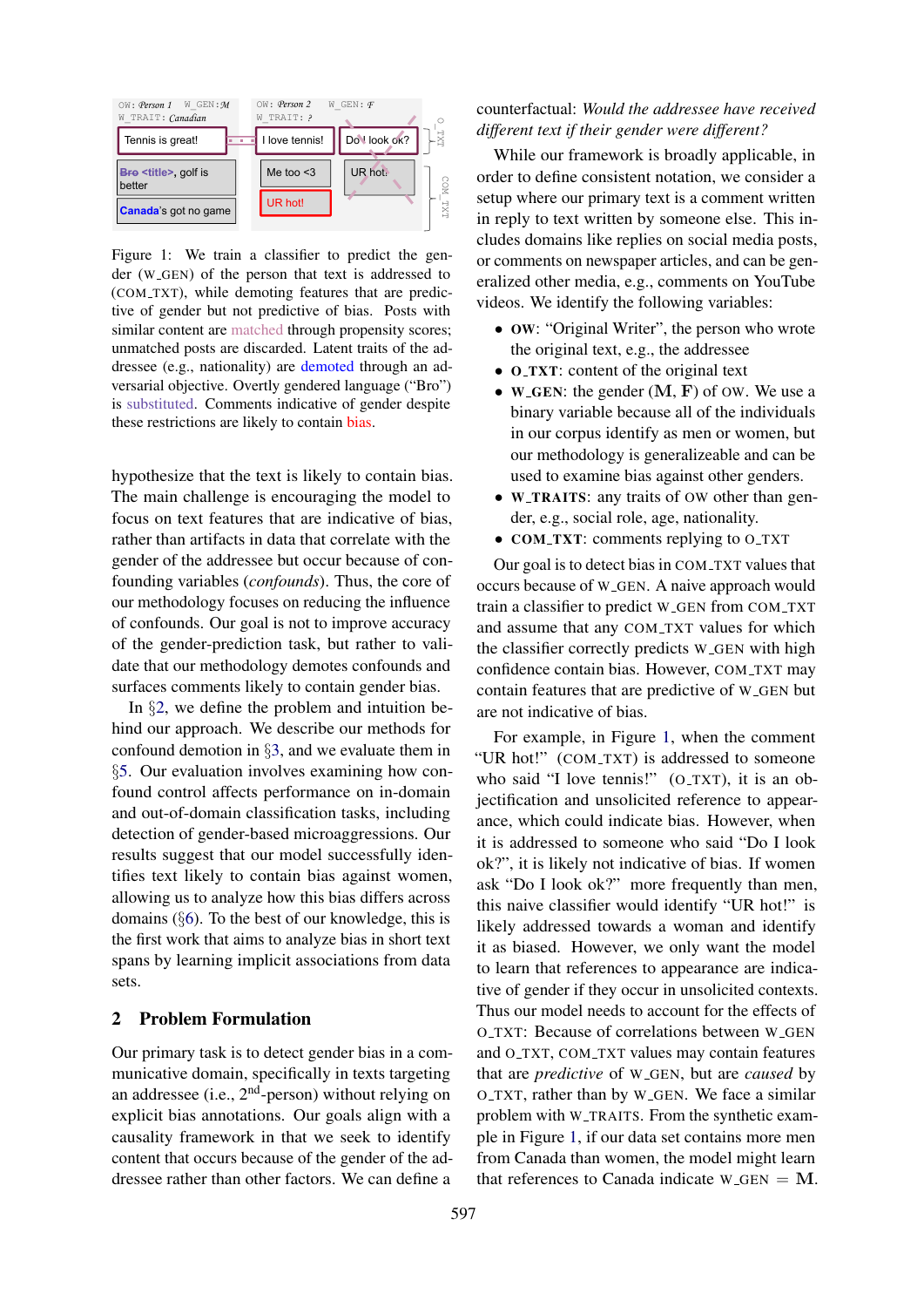Figure 1: We train a classifier to predict the gender (W_GEN) of the person that text is addressed to (COM_TXT), while demoting features that are predictive of gender but not predictive of bias. Posts with similar content are matched through propensity scores; unmatched posts are discarded. Latent traits of the addressee (e.g., nationality) are demoted through an adversarial objective. Overtly gendered language ("Bro") is substituted. Comments indicative of gender despite these restrictions are likely to contain bias.

hypothesize that the text is likely to contain bias. The main challenge is encouraging the model to focus on text features that are indicative of bias, rather than artifacts in data that correlate with the gender of the addressee but occur because of confounding variables (*confounds*). Thus, the core of our methodology focuses on reducing the influence of confounds. Our goal is not to improve accuracy of the gender-prediction task, but rather to validate that our methodology demotes confounds and surfaces comments likely to contain gender bias.

In §2, we define the problem and intuition behind our approach. We describe our methods for confound demotion in §3, and we evaluate them in §5. Our evaluation involves examining how confound control affects performance on in-domain and out-of-domain classification tasks, including detection of gender-based microaggressions. Our results suggest that our model successfully identifies text likely to contain bias against women, allowing us to analyze how this bias differs across domains (§6). To the best of our knowledge, this is the first work that aims to analyze bias in short text spans by learning implicit associations from data sets.

## 2 Problem Formulation

Our primary task is to detect gender bias in a communicative domain, specifically in texts targeting an addressee (i.e., 2nd-person) without relying on explicit bias annotations. Our goals align with a causality framework in that we seek to identify content that occurs because of the gender of the addressee rather than other factors. We can define a counterfactual: *Would the addressee have received different text if their gender were different?*

While our framework is broadly applicable, in order to define consistent notation, we consider a setup where our primary text is a comment written in reply to text written by someone else. This includes domains like replies on social media posts, or comments on newspaper articles, and can be generalized other media, e.g., comments on YouTube videos. We identify the following variables:

- **OW**: "Original Writer", the person who wrote the original text, e.g., the addressee
- **O_TXT**: content of the original text
- **W_GEN**: the gender (M, F) of OW. We use a binary variable because all of the individuals in our corpus identify as men or women, but our methodology is generalizeable and can be used to examine bias against other genders.
- **W_TRAITS**: any traits of OW other than gender, e.g., social role, age, nationality.
- **COM_TXT**: comments replying to O_TXT

Our goal is to detect bias in COM_TXT values that occurs because of W_GEN. A naive approach would train a classifier to predict W_GEN from COM_TXT and assume that any COM_TXT values for which the classifier correctly predicts W_GEN with high confidence contain bias. However, COM_TXT may contain features that are predictive of W_GEN but are not indicative of bias.

For example, in Figure 1, when the comment "UR hot!" (COM_TXT) is addressed to someone who said "I love tennis!" (O_TXT), it is an objectification and unsolicited reference to appearance, which could indicate bias. However, when it is addressed to someone who said "Do I look ok?", it is likely not indicative of bias. If women ask "Do I look ok?" more frequently than men, this naive classifier would identify "UR hot!" is likely addressed towards a woman and identify it as biased. However, we only want the model to learn that references to appearance are indicative of gender if they occur in unsolicited contexts. Thus our model needs to account for the effects of O_TXT: Because of correlations between W_GEN and O_TXT, COM_TXT values may contain features that are *predictive* of W_GEN, but are *caused* by O_TXT, rather than by W_GEN. We face a similar problem with W_TRAITS. From the synthetic example in Figure 1, if our data set contains more men from Canada than women, the model might learn that references to Canada indicate W_GEN = M.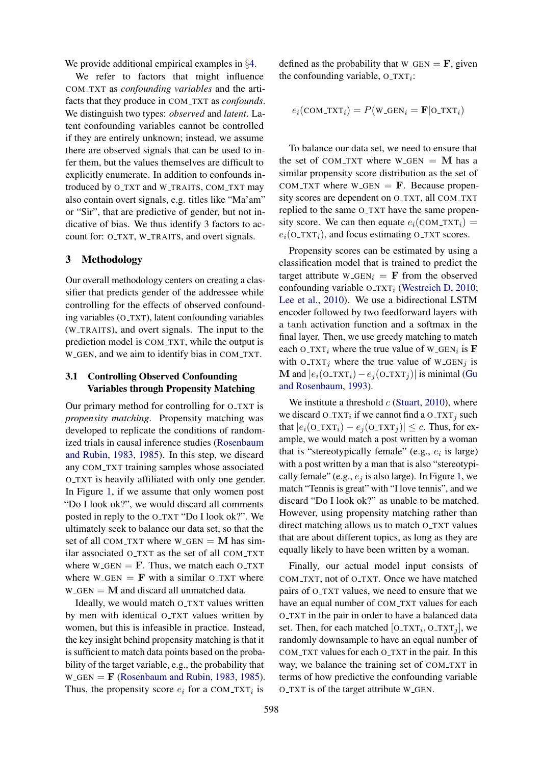We provide additional empirical examples in §4.

We refer to factors that might influence COM_TXT as *confounding variables* and the artifacts that they produce in COM_TXT as *confounds*. We distinguish two types: *observed* and *latent*. Latent confounding variables cannot be controlled if they are entirely unknown; instead, we assume there are observed signals that can be used to infer them, but the values themselves are difficult to explicitly enumerate. In addition to confounds introduced by O_TXT and W_TRAITS, COM_TXT may also contain overt signals, e.g. titles like "Ma'am" or "Sir", that are predictive of gender, but not indicative of bias. We thus identify 3 factors to account for: O_TXT, W_TRAITS, and overt signals.

## 3 Methodology

Our overall methodology centers on creating a classifier that predicts gender of the addressee while controlling for the effects of observed confounding variables (O_TXT), latent confounding variables (W_TRAITS), and overt signals. The input to the prediction model is COM_TXT, while the output is W_GEN, and we aim to identify bias in COM_TXT.

### 3.1 Controlling Observed Confounding Variables through Propensity Matching

Our primary method for controlling for O_TXT is *propensity matching*. Propensity matching was developed to replicate the conditions of randomized trials in causal inference studies (Rosenbaum and Rubin, 1983, 1985). In this step, we discard any COM_TXT training samples whose associated O_TXT is heavily affiliated with only one gender. In Figure 1, if we assume that only women post "Do I look ok?", we would discard all comments posted in reply to the O_TXT "Do I look ok?". We ultimately seek to balance our data set, so that the set of all COM_TXT where W_GEN = **M** has similar associated O_TXT as the set of all COM_TXT where W_GEN = **F**. Thus, we match each O_TXT where W_GEN = **F** with a similar O_TXT where W_GEN = **M** and discard all unmatched data.

Ideally, we would match O_TXT values written by men with identical O_TXT values written by women, but this is infeasible in practice. Instead, the key insight behind propensity matching is that it is sufficient to match data points based on the probability of the target variable, e.g., the probability that W_GEN = **F** (Rosenbaum and Rubin, 1983, 1985). Thus, the propensity score $e_i$ for a COM_TXT$_i$ is defined as the probability that W_GEN = **F**, given the confounding variable, O_TXT$_i$:

$$e_i(\text{COM\_TXT}_i) = P(\text{W\_GEN}_i = \mathbf{F} | \text{O\_TXT}_i)$$

To balance our data set, we need to ensure that the set of COM_TXT where W_GEN = **M** has a similar propensity score distribution as the set of COM_TXT where W_GEN = **F**. Because propensity scores are dependent on O_TXT, all COM_TXT replied to the same O_TXT have the same propensity score. We can then equate $e_i(\text{COM\_TXT}_i) = e_i(\text{O\_TXT}_i)$, and focus estimating O_TXT scores.

Propensity scores can be estimated by using a classification model that is trained to predict the target attribute W_GEN$_i$ = **F** from the observed confounding variable O_TXT$_i$ (Westreich D, 2010; Lee et al., 2010). We use a bidirectional LSTM encoder followed by two feedforward layers with a $\tanh$ activation function and a softmax in the final layer. Then, we use greedy matching to match each O_TXT$_i$ where the true value of W_GEN$_i$ is **F** with O_TXT$_j$ where the true value of W_GEN$_j$ is **M** and $|e_i(\text{O\_TXT}_i) - e_j(\text{O\_TXT}_j)|$ is minimal (Gu and Rosenbaum, 1993).

We institute a threshold $c$ (Stuart, 2010), where we discard O_TXT$_i$ if we cannot find a O_TXT$_j$ such that $|e_i(\text{O\_TXT}_i) - e_j(\text{O\_TXT}_j)| \leq c$. Thus, for example, we would match a post written by a woman that is "stereotypically female" (e.g., $e_i$ is large) with a post written by a man that is also "stereotypically female" (e.g., $e_j$ is also large). In Figure 1, we match "Tennis is great" with "I love tennis", and we discard "Do I look ok?" as unable to be matched. However, using propensity matching rather than direct matching allows us to match O_TXT values that are about different topics, as long as they are equally likely to have been written by a woman.

Finally, our actual model input consists of COM_TXT, not of O_TXT. Once we have matched pairs of O_TXT values, we need to ensure that we have an equal number of COM_TXT values for each O_TXT in the pair in order to have a balanced data set. Then, for each matched [O_TXT$_i$, O_TXT$_j$], we randomly downsample to have an equal number of COM_TXT values for each O_TXT in the pair. In this way, we balance the training set of COM_TXT in terms of how predictive the confounding variable O_TXT is of the target attribute W_GEN.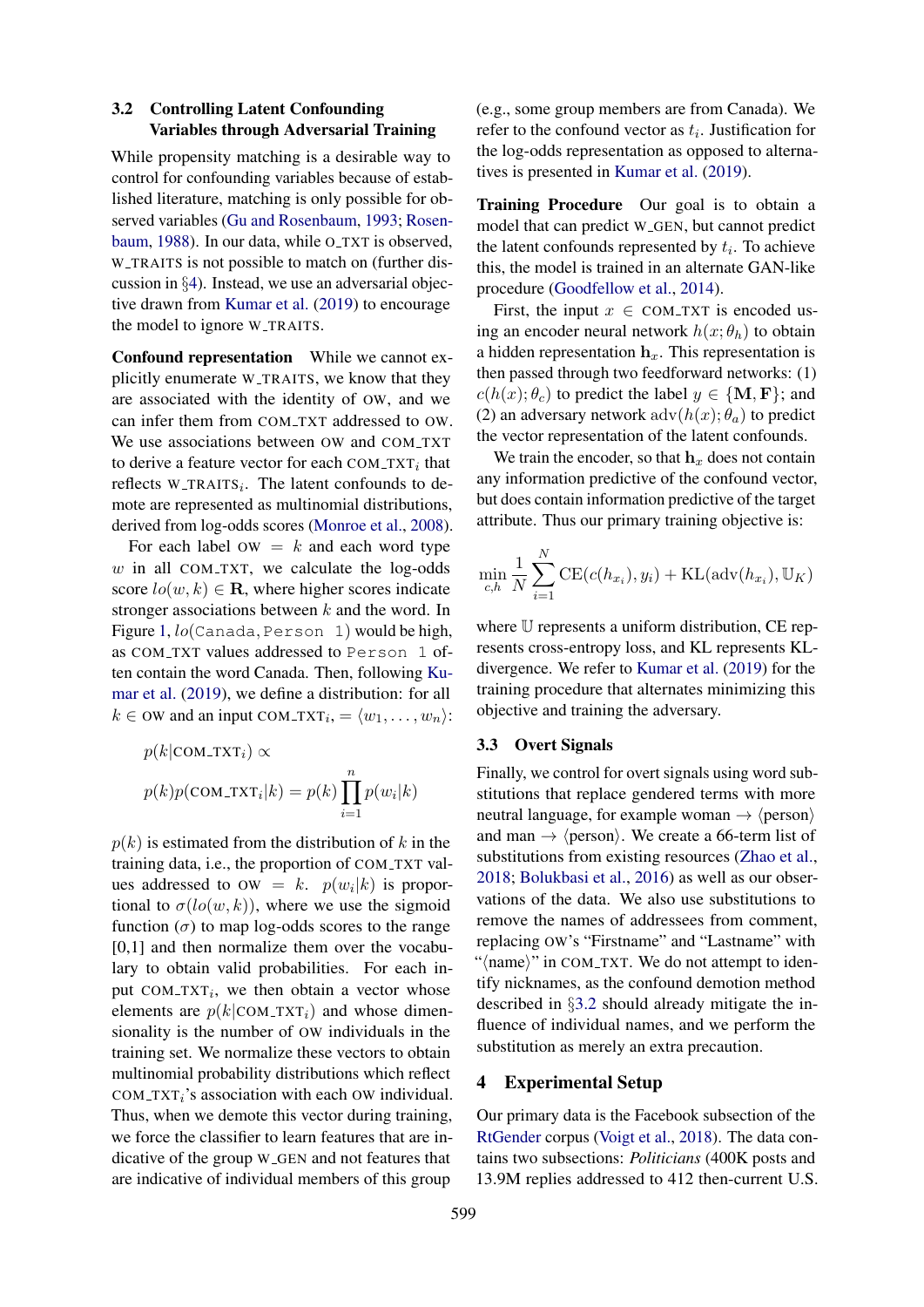### 3.2 Controlling Latent Confounding Variables through Adversarial Training

While propensity matching is a desirable way to control for confounding variables because of established literature, matching is only possible for observed variables (Gu and Rosenbaum, 1993; Rosenbaum, 1988). In our data, while O_TXT is observed, W_TRAITS is not possible to match on (further discussion in §4). Instead, we use an adversarial objective drawn from Kumar et al. (2019) to encourage the model to ignore W_TRAITS.

**Confound representation** While we cannot explicitly enumerate W_TRAITS, we know that they are associated with the identity of OW, and we can infer them from COM_TXT addressed to OW. We use associations between OW and COM_TXT to derive a feature vector for each $\text{COM\_TXT}_i$ that reflects $\text{W\_TRAITS}_i$. The latent confounds to demote are represented as multinomial distributions, derived from log-odds scores (Monroe et al., 2008).

For each label OW $= k$ and each word type $w$ in all COM_TXT, we calculate the log-odds score $lo(w, k) \in \mathbf{R}$, where higher scores indicate stronger associations between $k$ and the word. In Figure 1, $lo(\texttt{Canada}, \texttt{Person 1})$ would be high, as COM_TXT values addressed to `Person 1` often contain the word Canada. Then, following Kumar et al. (2019), we define a distribution: for all $k \in$ OW and an input $\text{COM\_TXT}_i, = \langle w_1, \ldots, w_n \rangle$:

$$p(k|\text{COM\_TXT}_i) \propto$$

$$p(k)p(\text{COM\_TXT}_i|k) = p(k)\prod_{i=1}^{n} p(w_i|k)$$

$p(k)$ is estimated from the distribution of $k$ in the training data, i.e., the proportion of COM_TXT values addressed to OW $= k$. $p(w_i|k)$ is proportional to $\sigma(lo(w, k))$, where we use the sigmoid function ($\sigma$) to map log-odds scores to the range [0,1] and then normalize them over the vocabulary to obtain valid probabilities. For each input $\text{COM\_TXT}_i$, we then obtain a vector whose elements are $p(k|\text{COM\_TXT}_i)$ and whose dimensionality is the number of OW individuals in the training set. We normalize these vectors to obtain multinomial probability distributions which reflect $\text{COM\_TXT}_i$'s association with each OW individual. Thus, when we demote this vector during training, we force the classifier to learn features that are indicative of the group W_GEN and not features that are indicative of individual members of this group (e.g., some group members are from Canada). We refer to the confound vector as $t_i$. Justification for the log-odds representation as opposed to alternatives is presented in Kumar et al. (2019).

**Training Procedure** Our goal is to obtain a model that can predict W_GEN, but cannot predict the latent confounds represented by $t_i$. To achieve this, the model is trained in an alternate GAN-like procedure (Goodfellow et al., 2014).

First, the input $x \in$ COM_TXT is encoded using an encoder neural network $h(x; \theta_h)$ to obtain a hidden representation $\mathbf{h}_x$. This representation is then passed through two feedforward networks: (1) $c(h(x); \theta_c)$ to predict the label $y \in \{\mathbf{M}, \mathbf{F}\}$; and (2) an adversary network $\text{adv}(h(x); \theta_a)$ to predict the vector representation of the latent confounds.

We train the encoder, so that $\mathbf{h}_x$ does not contain any information predictive of the confound vector, but does contain information predictive of the target attribute. Thus our primary training objective is:

$$\min_{c,h} \frac{1}{N}\sum_{i=1}^{N} \text{CE}(c(h_{x_i}), y_i) + \text{KL}(\text{adv}(h_{x_i}), \mathbb{U}_K)$$

where $\mathbb{U}$ represents a uniform distribution, CE represents cross-entropy loss, and KL represents KL-divergence. We refer to Kumar et al. (2019) for the training procedure that alternates minimizing this objective and training the adversary.

### 3.3 Overt Signals

Finally, we control for overt signals using word substitutions that replace gendered terms with more neutral language, for example woman → ⟨person⟩ and man → ⟨person⟩. We create a 66-term list of substitutions from existing resources (Zhao et al., 2018; Bolukbasi et al., 2016) as well as our observations of the data. We also use substitutions to remove the names of addressees from comment, replacing OW's "Firstname" and "Lastname" with "⟨name⟩" in COM_TXT. We do not attempt to identify nicknames, as the confound demotion method described in §3.2 should already mitigate the influence of individual names, and we perform the substitution as merely an extra precaution.

## 4 Experimental Setup

Our primary data is the Facebook subsection of the RtGender corpus (Voigt et al., 2018). The data contains two subsections: *Politicians* (400K posts and 13.9M replies addressed to 412 then-current U.S.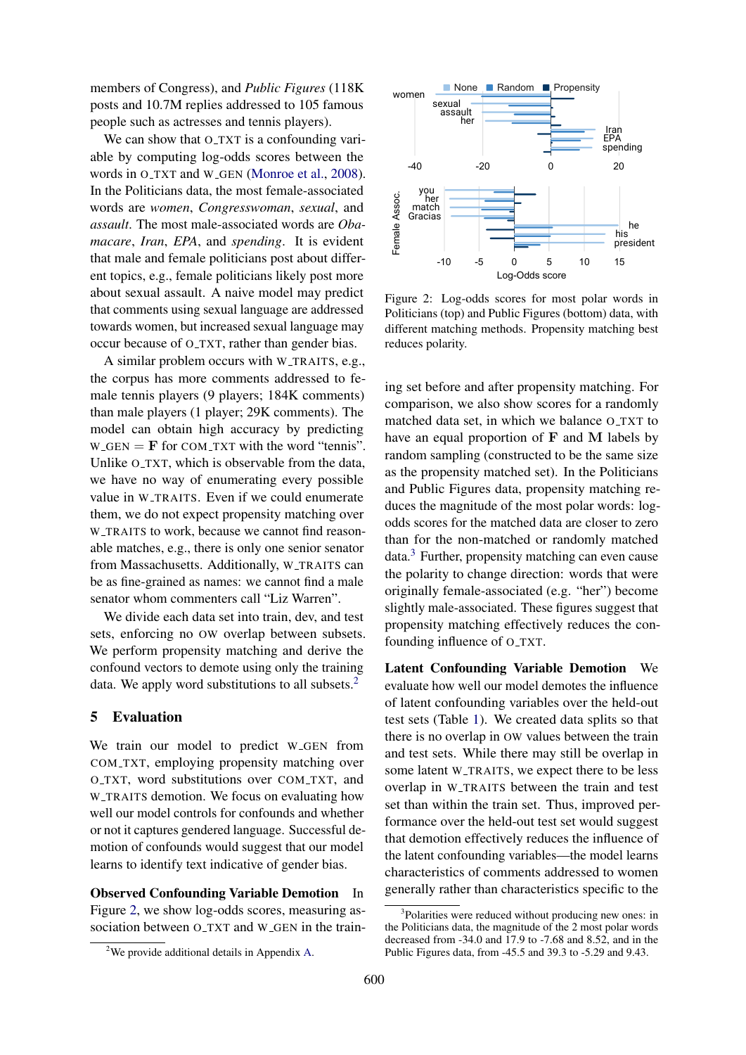members of Congress), and *Public Figures* (118K posts and 10.7M replies addressed to 105 famous people such as actresses and tennis players).

We can show that O_TXT is a confounding variable by computing log-odds scores between the words in O_TXT and W_GEN (Monroe et al., 2008). In the Politicians data, the most female-associated words are *women*, *Congresswoman*, *sexual*, and *assault*. The most male-associated words are *Obamacare*, *Iran*, *EPA*, and *spending*. It is evident that male and female politicians post about different topics, e.g., female politicians likely post more about sexual assault. A naive model may predict that comments using sexual language are addressed towards women, but increased sexual language may occur because of O_TXT, rather than gender bias.

A similar problem occurs with W_TRAITS, e.g., the corpus has more comments addressed to female tennis players (9 players; 184K comments) than male players (1 player; 29K comments). The model can obtain high accuracy by predicting W_GEN = **F** for COM_TXT with the word "tennis". Unlike O_TXT, which is observable from the data, we have no way of enumerating every possible value in W_TRAITS. Even if we could enumerate them, we do not expect propensity matching over W_TRAITS to work, because we cannot find reasonable matches, e.g., there is only one senior senator from Massachusetts. Additionally, W_TRAITS can be as fine-grained as names: we cannot find a male senator whom commenters call "Liz Warren".

We divide each data set into train, dev, and test sets, enforcing no OW overlap between subsets. We perform propensity matching and derive the confound vectors to demote using only the training data. We apply word substitutions to all subsets.[2]

## 5 Evaluation

We train our model to predict W_GEN from COM_TXT, employing propensity matching over O_TXT, word substitutions over COM_TXT, and W_TRAITS demotion. We focus on evaluating how well our model controls for confounds and whether or not it captures gendered language. Successful demotion of confounds would suggest that our model learns to identify text indicative of gender bias.

**Observed Confounding Variable Demotion** In Figure 2, we show log-odds scores, measuring association between O_TXT and W_GEN in the training set before and after propensity matching. For comparison, we also show scores for a randomly matched data set, in which we balance O_TXT to have an equal proportion of **F** and **M** labels by random sampling (constructed to be the same size as the propensity matched set). In the Politicians and Public Figures data, propensity matching reduces the magnitude of the most polar words: log-odds scores for the matched data are closer to zero than for the non-matched or randomly matched data.[3] Further, propensity matching can even cause the polarity to change direction: words that were originally female-associated (e.g. "her") become slightly male-associated. These figures suggest that propensity matching effectively reduces the confounding influence of O_TXT.

Figure 2: Log-odds scores for most polar words in Politicians (top) and Public Figures (bottom) data, with different matching methods. Propensity matching best reduces polarity.

**Latent Confounding Variable Demotion** We evaluate how well our model demotes the influence of latent confounding variables over the held-out test sets (Table 1). We created data splits so that there is no overlap in OW values between the train and test sets. While there may still be overlap in some latent W_TRAITS, we expect there to be less overlap in W_TRAITS between the train and test set than within the train set. Thus, improved performance over the held-out test set would suggest that demotion effectively reduces the influence of the latent confounding variables—the model learns characteristics of comments addressed to women generally rather than characteristics specific to the

[2] We provide additional details in Appendix A.

[3] Polarities were reduced without producing new ones: in the Politicians data, the magnitude of the 2 most polar words decreased from -34.0 and 17.9 to -7.68 and 8.52, and in the Public Figures data, from -45.5 and 39.3 to -5.29 and 9.43.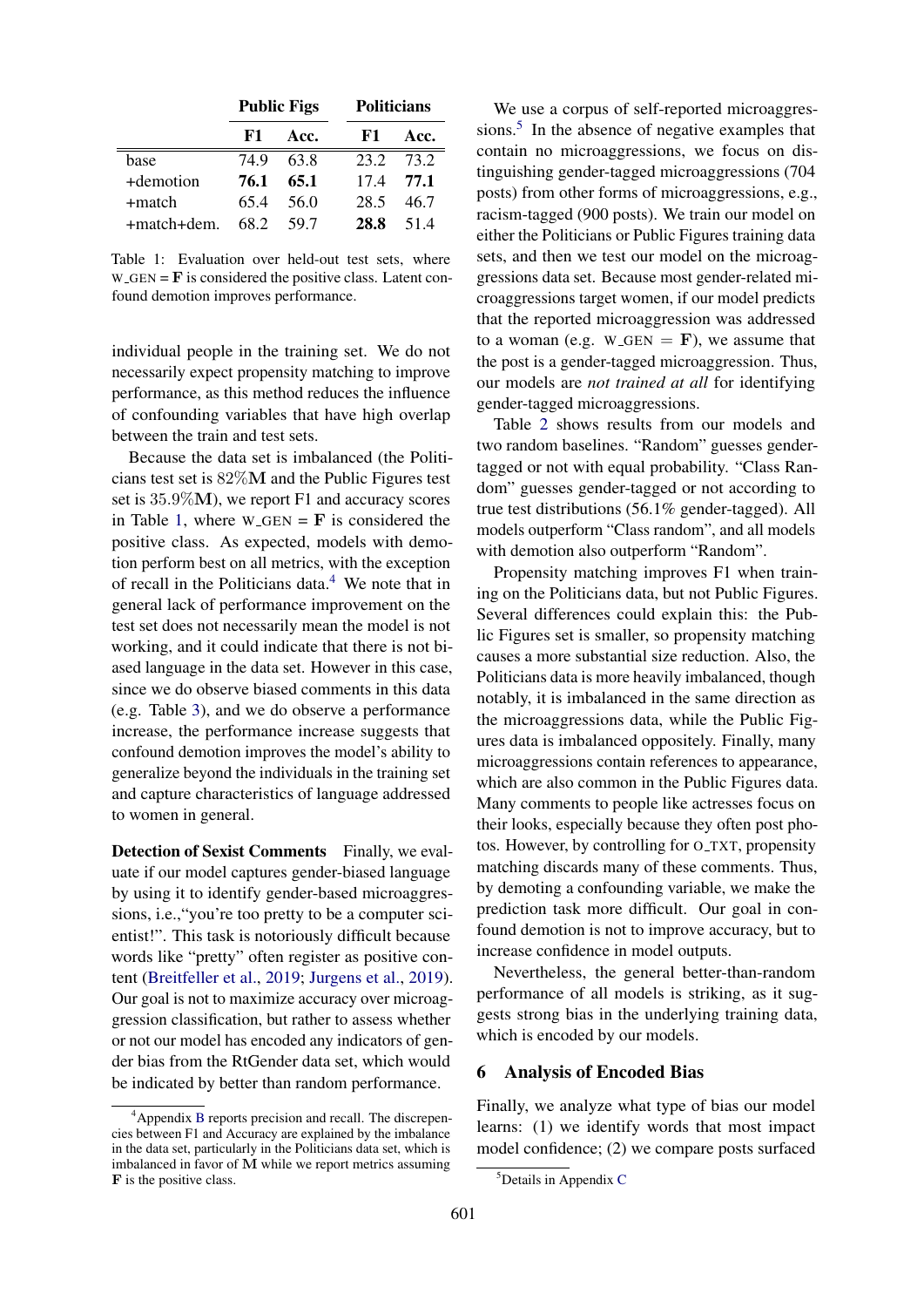| | Public Figs | | Politicians | |
|---|---|---|---|---|
| | **F1** | **Acc.** | **F1** | **Acc.** |
| base | 74.9 | 63.8 | 23.2 | 73.2 |
| +demotion | **76.1** | **65.1** | 17.4 | **77.1** |
| +match | 65.4 | 56.0 | 28.5 | 46.7 |
| +match+dem. | 68.2 | 59.7 | **28.8** | 51.4 |

Table 1: Evaluation over held-out test sets, where W_GEN = **F** is considered the positive class. Latent confound demotion improves performance.

individual people in the training set. We do not necessarily expect propensity matching to improve performance, as this method reduces the influence of confounding variables that have high overlap between the train and test sets.

Because the data set is imbalanced (the Politicians test set is $82\%\mathbf{M}$ and the Public Figures test set is $35.9\%\mathbf{M}$), we report F1 and accuracy scores in Table 1, where W_GEN = **F** is considered the positive class. As expected, models with demotion perform best on all metrics, with the exception of recall in the Politicians data.[4] We note that in general lack of performance improvement on the test set does not necessarily mean the model is not working, and it could indicate that there is not biased language in the data set. However in this case, since we do observe biased comments in this data (e.g. Table 3), and we do observe a performance increase, the performance increase suggests that confound demotion improves the model's ability to generalize beyond the individuals in the training set and capture characteristics of language addressed to women in general.

**Detection of Sexist Comments** Finally, we evaluate if our model captures gender-biased language by using it to identify gender-based microaggressions, i.e.,"you're too pretty to be a computer scientist!". This task is notoriously difficult because words like "pretty" often register as positive content (Breitfeller et al., 2019; Jurgens et al., 2019). Our goal is not to maximize accuracy over microaggression classification, but rather to assess whether or not our model has encoded any indicators of gender bias from the RtGender data set, which would be indicated by better than random performance.

We use a corpus of self-reported microaggressions.[5] In the absence of negative examples that contain no microaggressions, we focus on distinguishing gender-tagged microaggressions (704 posts) from other forms of microaggressions, e.g., racism-tagged (900 posts). We train our model on either the Politicians or Public Figures training data sets, and then we test our model on the microaggressions data set. Because most gender-related microaggressions target women, if our model predicts that the reported microaggression was addressed to a woman (e.g. W_GEN = **F**), we assume that the post is a gender-tagged microaggression. Thus, our models are *not trained at all* for identifying gender-tagged microaggressions.

Table 2 shows results from our models and two random baselines. "Random" guesses gender-tagged or not with equal probability. "Class Random" guesses gender-tagged or not according to true test distributions (56.1% gender-tagged). All models outperform "Class random", and all models with demotion also outperform "Random".

Propensity matching improves F1 when training on the Politicians data, but not Public Figures. Several differences could explain this: the Public Figures set is smaller, so propensity matching causes a more substantial size reduction. Also, the Politicians data is more heavily imbalanced, though notably, it is imbalanced in the same direction as the microaggressions data, while the Public Figures data is imbalanced oppositely. Finally, many microaggressions contain references to appearance, which are also common in the Public Figures data. Many comments to people like actresses focus on their looks, especially because they often post photos. However, by controlling for O_TXT, propensity matching discards many of these comments. Thus, by demoting a confounding variable, we make the prediction task more difficult. Our goal in confound demotion is not to improve accuracy, but to increase confidence in model outputs.

Nevertheless, the general better-than-random performance of all models is striking, as it suggests strong bias in the underlying training data, which is encoded by our models.

## 6 Analysis of Encoded Bias

Finally, we analyze what type of bias our model learns: (1) we identify words that most impact model confidence; (2) we compare posts surfaced

[4] Appendix B reports precision and recall. The discrepencies between F1 and Accuracy are explained by the imbalance in the data set, particularly in the Politicians data set, which is imbalanced in favor of **M** while we report metrics assuming **F** is the positive class.

[5] Details in Appendix C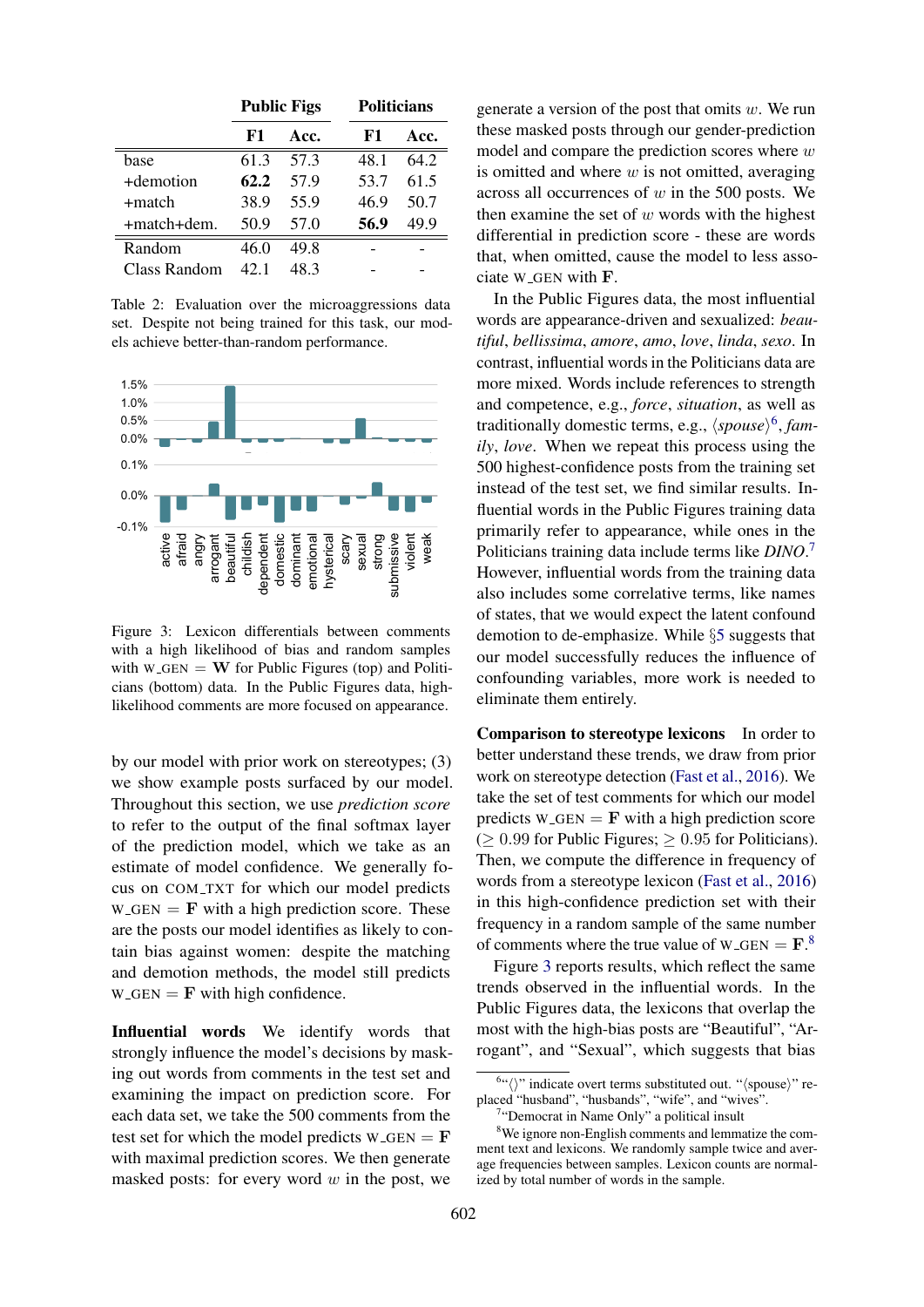| | Public Figs | | Politicians | |
|---|---|---|---|---|
| | F1 | Acc. | F1 | Acc. |
| base | 61.3 | 57.3 | 48.1 | 64.2 |
| +demotion | **62.2** | 57.9 | 53.7 | 61.5 |
| +match | 38.9 | 55.9 | 46.9 | 50.7 |
| +match+dem. | 50.9 | 57.0 | **56.9** | 49.9 |
| Random | 46.0 | 49.8 | - | - |
| Class Random | 42.1 | 48.3 | - | - |

Table 2: Evaluation over the microaggressions data set. Despite not being trained for this task, our models achieve better-than-random performance.

Figure 3: Lexicon differentials between comments with a high likelihood of bias and random samples with W_GEN = **W** for Public Figures (top) and Politicians (bottom) data. In the Public Figures data, high-likelihood comments are more focused on appearance.

by our model with prior work on stereotypes; (3) we show example posts surfaced by our model. Throughout this section, we use *prediction score* to refer to the output of the final softmax layer of the prediction model, which we take as an estimate of model confidence. We generally focus on COM_TXT for which our model predicts W_GEN = **F** with a high prediction score. These are the posts our model identifies as likely to contain bias against women: despite the matching and demotion methods, the model still predicts W_GEN = **F** with high confidence.

**Influential words** We identify words that strongly influence the model's decisions by masking out words from comments in the test set and examining the impact on prediction score. For each data set, we take the 500 comments from the test set for which the model predicts W_GEN = **F** with maximal prediction scores. We then generate masked posts: for every word $w$ in the post, we generate a version of the post that omits $w$. We run these masked posts through our gender-prediction model and compare the prediction scores where $w$ is omitted and where $w$ is not omitted, averaging across all occurrences of $w$ in the 500 posts. We then examine the set of $w$ words with the highest differential in prediction score - these are words that, when omitted, cause the model to less associate W_GEN with **F**.

In the Public Figures data, the most influential words are appearance-driven and sexualized: *beautiful*, *bellissima*, *amore*, *amo*, *love*, *linda*, *sexo*. In contrast, influential words in the Politicians data are more mixed. Words include references to strength and competence, e.g., *force*, *situation*, as well as traditionally domestic terms, e.g., ⟨*spouse*⟩[6], *family*, *love*. When we repeat this process using the 500 highest-confidence posts from the training set instead of the test set, we find similar results. Influential words in the Public Figures training data primarily refer to appearance, while ones in the Politicians training data include terms like *DINO*.[7] However, influential words from the training data also includes some correlative terms, like names of states, that we would expect the latent confound demotion to de-emphasize. While §5 suggests that our model successfully reduces the influence of confounding variables, more work is needed to eliminate them entirely.

**Comparison to stereotype lexicons** In order to better understand these trends, we draw from prior work on stereotype detection (Fast et al., 2016). We take the set of test comments for which our model predicts W_GEN = **F** with a high prediction score ($\geq 0.99$ for Public Figures; $\geq 0.95$ for Politicians). Then, we compute the difference in frequency of words from a stereotype lexicon (Fast et al., 2016) in this high-confidence prediction set with their frequency in a random sample of the same number of comments where the true value of W_GEN = **F**.[8]

Figure 3 reports results, which reflect the same trends observed in the influential words. In the Public Figures data, the lexicons that overlap the most with the high-bias posts are "Beautiful", "Arrogant", and "Sexual", which suggests that bias

[6] "⟨⟩" indicate overt terms substituted out. "⟨spouse⟩" replaced "husband", "husbands", "wife", and "wives".

[7] "Democrat in Name Only" a political insult

[8] We ignore non-English comments and lemmatize the comment text and lexicons. We randomly sample twice and average frequencies between samples. Lexicon counts are normalized by total number of words in the sample.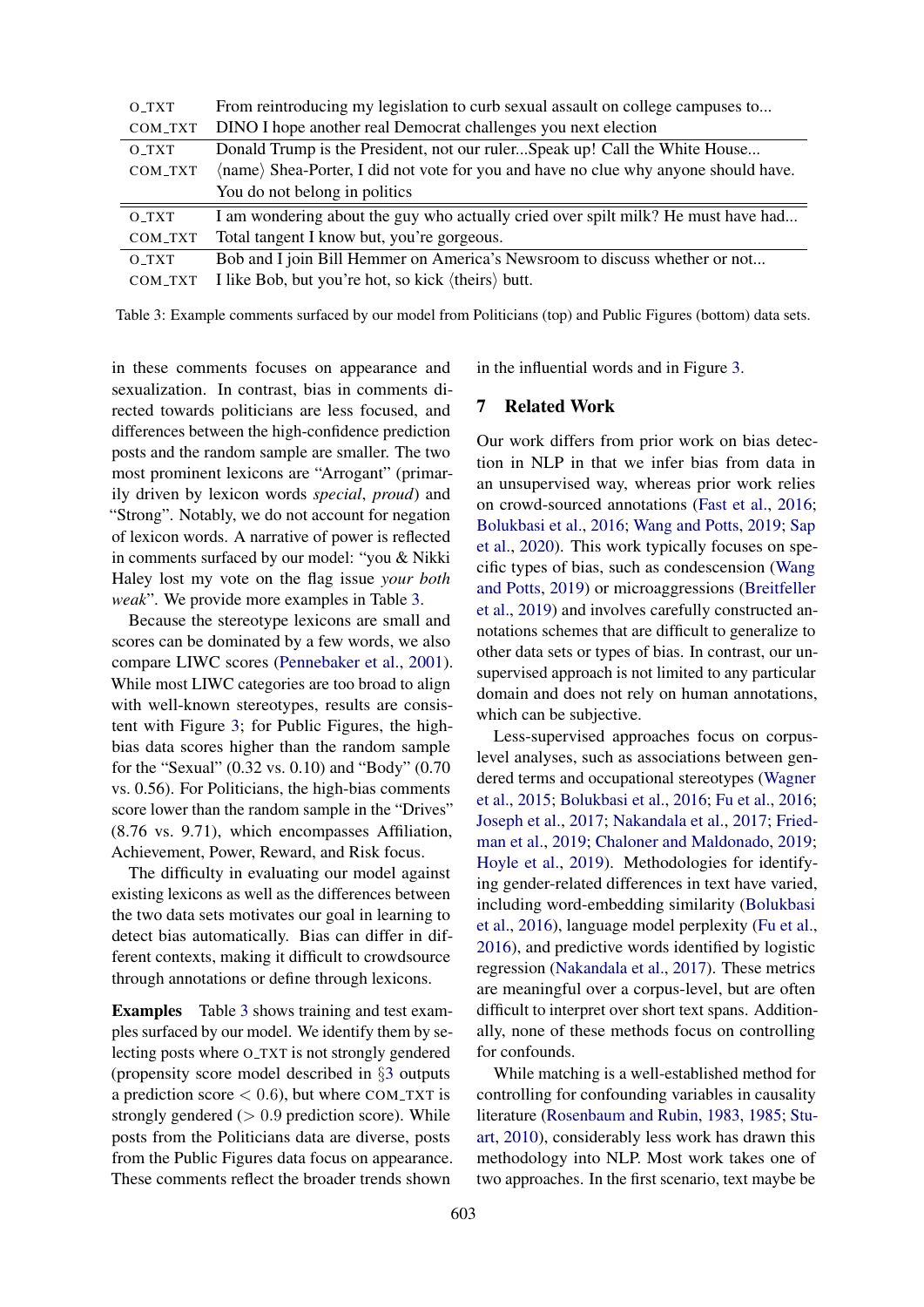| | |
|---|---|
| O_TXT | From reintroducing my legislation to curb sexual assault on college campuses to... |
| COM_TXT | DINO I hope another real Democrat challenges you next election |
| O_TXT | Donald Trump is the President, not our ruler...Speak up! Call the White House... |
| COM_TXT | ⟨name⟩ Shea-Porter, I did not vote for you and have no clue why anyone should have. You do not belong in politics |
| O_TXT | I am wondering about the guy who actually cried over spilt milk? He must have had... |
| COM_TXT | Total tangent I know but, you're gorgeous. |
| O_TXT | Bob and I join Bill Hemmer on America's Newsroom to discuss whether or not... |
| COM_TXT | I like Bob, but you're hot, so kick ⟨theirs⟩ butt. |

Table 3: Example comments surfaced by our model from Politicians (top) and Public Figures (bottom) data sets.

in these comments focuses on appearance and sexualization. In contrast, bias in comments directed towards politicians are less focused, and differences between the high-confidence prediction posts and the random sample are smaller. The two most prominent lexicons are "Arrogant" (primarily driven by lexicon words *special*, *proud*) and "Strong". Notably, we do not account for negation of lexicon words. A narrative of power is reflected in comments surfaced by our model: "you & Nikki Haley lost my vote on the flag issue *your both weak*". We provide more examples in Table 3.

Because the stereotype lexicons are small and scores can be dominated by a few words, we also compare LIWC scores (Pennebaker et al., 2001). While most LIWC categories are too broad to align with well-known stereotypes, results are consistent with Figure 3; for Public Figures, the high-bias data scores higher than the random sample for the "Sexual" (0.32 vs. 0.10) and "Body" (0.70 vs. 0.56). For Politicians, the high-bias comments score lower than the random sample in the "Drives" (8.76 vs. 9.71), which encompasses Affiliation, Achievement, Power, Reward, and Risk focus.

The difficulty in evaluating our model against existing lexicons as well as the differences between the two data sets motivates our goal in learning to detect bias automatically. Bias can differ in different contexts, making it difficult to crowdsource through annotations or define through lexicons.

**Examples** Table 3 shows training and test examples surfaced by our model. We identify them by selecting posts where O_TXT is not strongly gendered (propensity score model described in §3 outputs a prediction score $< 0.6$), but where COM_TXT is strongly gendered ($> 0.9$ prediction score). While posts from the Politicians data are diverse, posts from the Public Figures data focus on appearance. These comments reflect the broader trends shown in the influential words and in Figure 3.

## 7 Related Work

Our work differs from prior work on bias detection in NLP in that we infer bias from data in an unsupervised way, whereas prior work relies on crowd-sourced annotations (Fast et al., 2016; Bolukbasi et al., 2016; Wang and Potts, 2019; Sap et al., 2020). This work typically focuses on specific types of bias, such as condescension (Wang and Potts, 2019) or microaggressions (Breitfeller et al., 2019) and involves carefully constructed annotations schemes that are difficult to generalize to other data sets or types of bias. In contrast, our unsupervised approach is not limited to any particular domain and does not rely on human annotations, which can be subjective.

Less-supervised approaches focus on corpus-level analyses, such as associations between gendered terms and occupational stereotypes (Wagner et al., 2015; Bolukbasi et al., 2016; Fu et al., 2016; Joseph et al., 2017; Nakandala et al., 2017; Friedman et al., 2019; Chaloner and Maldonado, 2019; Hoyle et al., 2019). Methodologies for identifying gender-related differences in text have varied, including word-embedding similarity (Bolukbasi et al., 2016), language model perplexity (Fu et al., 2016), and predictive words identified by logistic regression (Nakandala et al., 2017). These metrics are meaningful over a corpus-level, but are often difficult to interpret over short text spans. Additionally, none of these methods focus on controlling for confounds.

While matching is a well-established method for controlling for confounding variables in causality literature (Rosenbaum and Rubin, 1983, 1985; Stuart, 2010), considerably less work has drawn this methodology into NLP. Most work takes one of two approaches. In the first scenario, text maybe be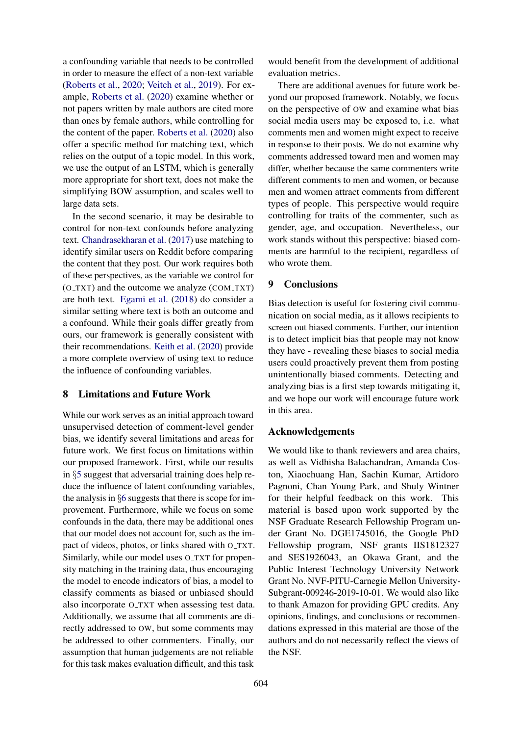a confounding variable that needs to be controlled in order to measure the effect of a non-text variable (Roberts et al., 2020; Veitch et al., 2019). For example, Roberts et al. (2020) examine whether or not papers written by male authors are cited more than ones by female authors, while controlling for the content of the paper. Roberts et al. (2020) also offer a specific method for matching text, which relies on the output of a topic model. In this work, we use the output of an LSTM, which is generally more appropriate for short text, does not make the simplifying BOW assumption, and scales well to large data sets.

In the second scenario, it may be desirable to control for non-text confounds before analyzing text. Chandrasekharan et al. (2017) use matching to identify similar users on Reddit before comparing the content that they post. Our work requires both of these perspectives, as the variable we control for (O_TXT) and the outcome we analyze (COM_TXT) are both text. Egami et al. (2018) do consider a similar setting where text is both an outcome and a confound. While their goals differ greatly from ours, our framework is generally consistent with their recommendations. Keith et al. (2020) provide a more complete overview of using text to reduce the influence of confounding variables.

## 8 Limitations and Future Work

While our work serves as an initial approach toward unsupervised detection of comment-level gender bias, we identify several limitations and areas for future work. We first focus on limitations within our proposed framework. First, while our results in §5 suggest that adversarial training does help reduce the influence of latent confounding variables, the analysis in §6 suggests that there is scope for improvement. Furthermore, while we focus on some confounds in the data, there may be additional ones that our model does not account for, such as the impact of videos, photos, or links shared with O_TXT. Similarly, while our model uses O_TXT for propensity matching in the training data, thus encouraging the model to encode indicators of bias, a model to classify comments as biased or unbiased should also incorporate O_TXT when assessing test data. Additionally, we assume that all comments are directly addressed to OW, but some comments may be addressed to other commenters. Finally, our assumption that human judgements are not reliable for this task makes evaluation difficult, and this task would benefit from the development of additional evaluation metrics.

There are additional avenues for future work beyond our proposed framework. Notably, we focus on the perspective of OW and examine what bias social media users may be exposed to, i.e. what comments men and women might expect to receive in response to their posts. We do not examine why comments addressed toward men and women may differ, whether because the same commenters write different comments to men and women, or because men and women attract comments from different types of people. This perspective would require controlling for traits of the commenter, such as gender, age, and occupation. Nevertheless, our work stands without this perspective: biased comments are harmful to the recipient, regardless of who wrote them.

## 9 Conclusions

Bias detection is useful for fostering civil communication on social media, as it allows recipients to screen out biased comments. Further, our intention is to detect implicit bias that people may not know they have - revealing these biases to social media users could proactively prevent them from posting unintentionally biased comments. Detecting and analyzing bias is a first step towards mitigating it, and we hope our work will encourage future work in this area.

## Acknowledgements

We would like to thank reviewers and area chairs, as well as Vidhisha Balachandran, Amanda Coston, Xiaochuang Han, Sachin Kumar, Artidoro Pagnoni, Chan Young Park, and Shuly Wintner for their helpful feedback on this work. This material is based upon work supported by the NSF Graduate Research Fellowship Program under Grant No. DGE1745016, the Google PhD Fellowship program, NSF grants IIS1812327 and SES1926043, an Okawa Grant, and the Public Interest Technology University Network Grant No. NVF-PITU-Carnegie Mellon University-Subgrant-009246-2019-10-01. We would also like to thank Amazon for providing GPU credits. Any opinions, findings, and conclusions or recommendations expressed in this material are those of the authors and do not necessarily reflect the views of the NSF.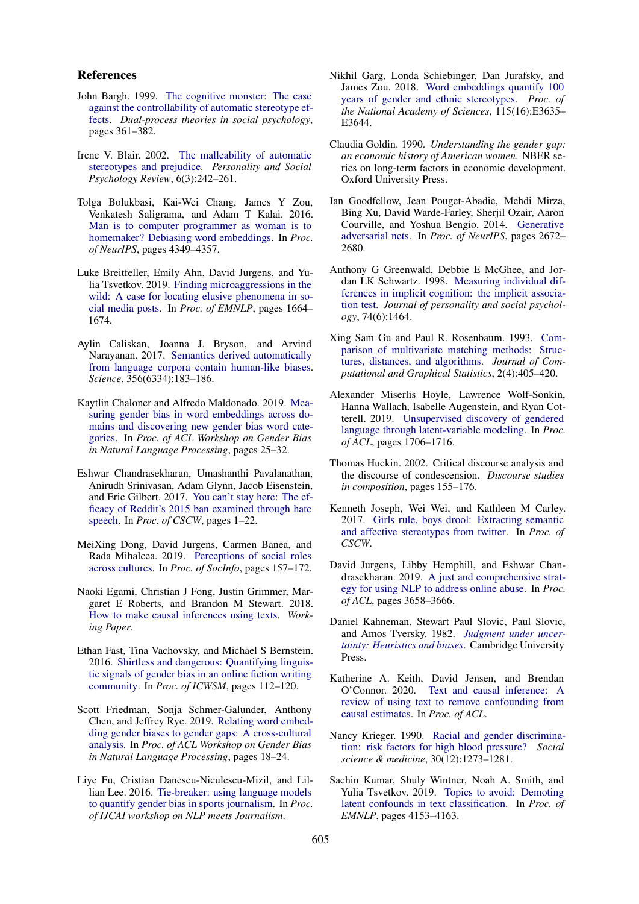## References

John Bargh. 1999. The cognitive monster: The case against the controllability of automatic stereotype effects. *Dual-process theories in social psychology*, pages 361–382.

Irene V. Blair. 2002. The malleability of automatic stereotypes and prejudice. *Personality and Social Psychology Review*, 6(3):242–261.

Tolga Bolukbasi, Kai-Wei Chang, James Y Zou, Venkatesh Saligrama, and Adam T Kalai. 2016. Man is to computer programmer as woman is to homemaker? Debiasing word embeddings. In *Proc. of NeurIPS*, pages 4349–4357.

Luke Breitfeller, Emily Ahn, David Jurgens, and Yulia Tsvetkov. 2019. Finding microaggressions in the wild: A case for locating elusive phenomena in social media posts. In *Proc. of EMNLP*, pages 1664–1674.

Aylin Caliskan, Joanna J. Bryson, and Arvind Narayanan. 2017. Semantics derived automatically from language corpora contain human-like biases. *Science*, 356(6334):183–186.

Kaytlin Chaloner and Alfredo Maldonado. 2019. Measuring gender bias in word embeddings across domains and discovering new gender bias word categories. In *Proc. of ACL Workshop on Gender Bias in Natural Language Processing*, pages 25–32.

Eshwar Chandrasekharan, Umashanthi Pavalanathan, Anirudh Srinivasan, Adam Glynn, Jacob Eisenstein, and Eric Gilbert. 2017. You can't stay here: The efficacy of Reddit's 2015 ban examined through hate speech. In *Proc. of CSCW*, pages 1–22.

MeiXing Dong, David Jurgens, Carmen Banea, and Rada Mihalcea. 2019. Perceptions of social roles across cultures. In *Proc. of SocInfo*, pages 157–172.

Naoki Egami, Christian J Fong, Justin Grimmer, Margaret E Roberts, and Brandon M Stewart. 2018. How to make causal inferences using texts. *Working Paper*.

Ethan Fast, Tina Vachovsky, and Michael S Bernstein. 2016. Shirtless and dangerous: Quantifying linguistic signals of gender bias in an online fiction writing community. In *Proc. of ICWSM*, pages 112–120.

Scott Friedman, Sonja Schmer-Galunder, Anthony Chen, and Jeffrey Rye. 2019. Relating word embedding gender biases to gender gaps: A cross-cultural analysis. In *Proc. of ACL Workshop on Gender Bias in Natural Language Processing*, pages 18–24.

Liye Fu, Cristian Danescu-Niculescu-Mizil, and Lillian Lee. 2016. Tie-breaker: using language models to quantify gender bias in sports journalism. In *Proc. of IJCAI workshop on NLP meets Journalism*.

Nikhil Garg, Londa Schiebinger, Dan Jurafsky, and James Zou. 2018. Word embeddings quantify 100 years of gender and ethnic stereotypes. *Proc. of the National Academy of Sciences*, 115(16):E3635–E3644.

Claudia Goldin. 1990. *Understanding the gender gap: an economic history of American women*. NBER series on long-term factors in economic development. Oxford University Press.

Ian Goodfellow, Jean Pouget-Abadie, Mehdi Mirza, Bing Xu, David Warde-Farley, Sherjil Ozair, Aaron Courville, and Yoshua Bengio. 2014. Generative adversarial nets. In *Proc. of NeurIPS*, pages 2672–2680.

Anthony G Greenwald, Debbie E McGhee, and Jordan LK Schwartz. 1998. Measuring individual differences in implicit cognition: the implicit association test. *Journal of personality and social psychology*, 74(6):1464.

Xing Sam Gu and Paul R. Rosenbaum. 1993. Comparison of multivariate matching methods: Structures, distances, and algorithms. *Journal of Computational and Graphical Statistics*, 2(4):405–420.

Alexander Miserlis Hoyle, Lawrence Wolf-Sonkin, Hanna Wallach, Isabelle Augenstein, and Ryan Cotterell. 2019. Unsupervised discovery of gendered language through latent-variable modeling. In *Proc. of ACL*, pages 1706–1716.

Thomas Huckin. 2002. Critical discourse analysis and the discourse of condescension. *Discourse studies in composition*, pages 155–176.

Kenneth Joseph, Wei Wei, and Kathleen M Carley. 2017. Girls rule, boys drool: Extracting semantic and affective stereotypes from twitter. In *Proc. of CSCW*.

David Jurgens, Libby Hemphill, and Eshwar Chandrasekharan. 2019. A just and comprehensive strategy for using NLP to address online abuse. In *Proc. of ACL*, pages 3658–3666.

Daniel Kahneman, Stewart Paul Slovic, Paul Slovic, and Amos Tversky. 1982. *Judgment under uncertainty: Heuristics and biases*. Cambridge University Press.

Katherine A. Keith, David Jensen, and Brendan O'Connor. 2020. Text and causal inference: A review of using text to remove confounding from causal estimates. In *Proc. of ACL*.

Nancy Krieger. 1990. Racial and gender discrimination: risk factors for high blood pressure? *Social science & medicine*, 30(12):1273–1281.

Sachin Kumar, Shuly Wintner, Noah A. Smith, and Yulia Tsvetkov. 2019. Topics to avoid: Demoting latent confounds in text classification. In *Proc. of EMNLP*, pages 4153–4163.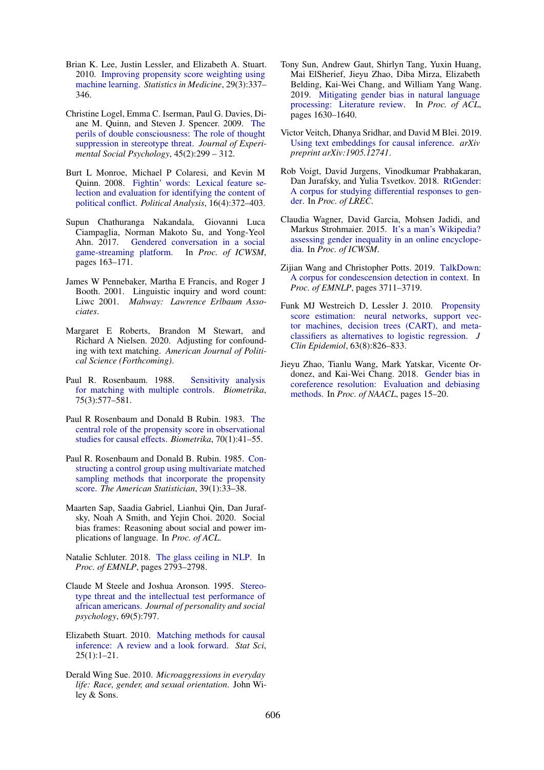Brian K. Lee, Justin Lessler, and Elizabeth A. Stuart. 2010. Improving propensity score weighting using machine learning. *Statistics in Medicine*, 29(3):337–346.

Christine Logel, Emma C. Iserman, Paul G. Davies, Diane M. Quinn, and Steven J. Spencer. 2009. The perils of double consciousness: The role of thought suppression in stereotype threat. *Journal of Experimental Social Psychology*, 45(2):299 – 312.

Burt L Monroe, Michael P Colaresi, and Kevin M Quinn. 2008. Fightin' words: Lexical feature selection and evaluation for identifying the content of political conflict. *Political Analysis*, 16(4):372–403.

Supun Chathuranga Nakandala, Giovanni Luca Ciampaglia, Norman Makoto Su, and Yong-Yeol Ahn. 2017. Gendered conversation in a social game-streaming platform. In *Proc. of ICWSM*, pages 163–171.

James W Pennebaker, Martha E Francis, and Roger J Booth. 2001. Linguistic inquiry and word count: Liwc 2001. *Mahway: Lawrence Erlbaum Associates*.

Margaret E Roberts, Brandon M Stewart, and Richard A Nielsen. 2020. Adjusting for confounding with text matching. *American Journal of Political Science (Forthcoming)*.

Paul R. Rosenbaum. 1988. Sensitivity analysis for matching with multiple controls. *Biometrika*, 75(3):577–581.

Paul R Rosenbaum and Donald B Rubin. 1983. The central role of the propensity score in observational studies for causal effects. *Biometrika*, 70(1):41–55.

Paul R. Rosenbaum and Donald B. Rubin. 1985. Constructing a control group using multivariate matched sampling methods that incorporate the propensity score. *The American Statistician*, 39(1):33–38.

Maarten Sap, Saadia Gabriel, Lianhui Qin, Dan Jurafsky, Noah A Smith, and Yejin Choi. 2020. Social bias frames: Reasoning about social and power implications of language. In *Proc. of ACL*.

Natalie Schluter. 2018. The glass ceiling in NLP. In *Proc. of EMNLP*, pages 2793–2798.

Claude M Steele and Joshua Aronson. 1995. Stereotype threat and the intellectual test performance of african americans. *Journal of personality and social psychology*, 69(5):797.

Elizabeth Stuart. 2010. Matching methods for causal inference: A review and a look forward. *Stat Sci*, 25(1):1–21.

Derald Wing Sue. 2010. *Microaggressions in everyday life: Race, gender, and sexual orientation*. John Wiley & Sons.

Tony Sun, Andrew Gaut, Shirlyn Tang, Yuxin Huang, Mai ElSherief, Jieyu Zhao, Diba Mirza, Elizabeth Belding, Kai-Wei Chang, and William Yang Wang. 2019. Mitigating gender bias in natural language processing: Literature review. In *Proc. of ACL*, pages 1630–1640.

Victor Veitch, Dhanya Sridhar, and David M Blei. 2019. Using text embeddings for causal inference. *arXiv preprint arXiv:1905.12741*.

Rob Voigt, David Jurgens, Vinodkumar Prabhakaran, Dan Jurafsky, and Yulia Tsvetkov. 2018. RtGender: A corpus for studying differential responses to gender. In *Proc. of LREC*.

Claudia Wagner, David Garcia, Mohsen Jadidi, and Markus Strohmaier. 2015. It's a man's Wikipedia? assessing gender inequality in an online encyclopedia. In *Proc. of ICWSM*.

Zijian Wang and Christopher Potts. 2019. TalkDown: A corpus for condescension detection in context. In *Proc. of EMNLP*, pages 3711–3719.

Funk MJ Westreich D, Lessler J. 2010. Propensity score estimation: neural networks, support vector machines, decision trees (CART), and meta-classifiers as alternatives to logistic regression. *J Clin Epidemiol*, 63(8):826–833.

Jieyu Zhao, Tianlu Wang, Mark Yatskar, Vicente Ordonez, and Kai-Wei Chang. 2018. Gender bias in coreference resolution: Evaluation and debiasing methods. In *Proc. of NAACL*, pages 15–20.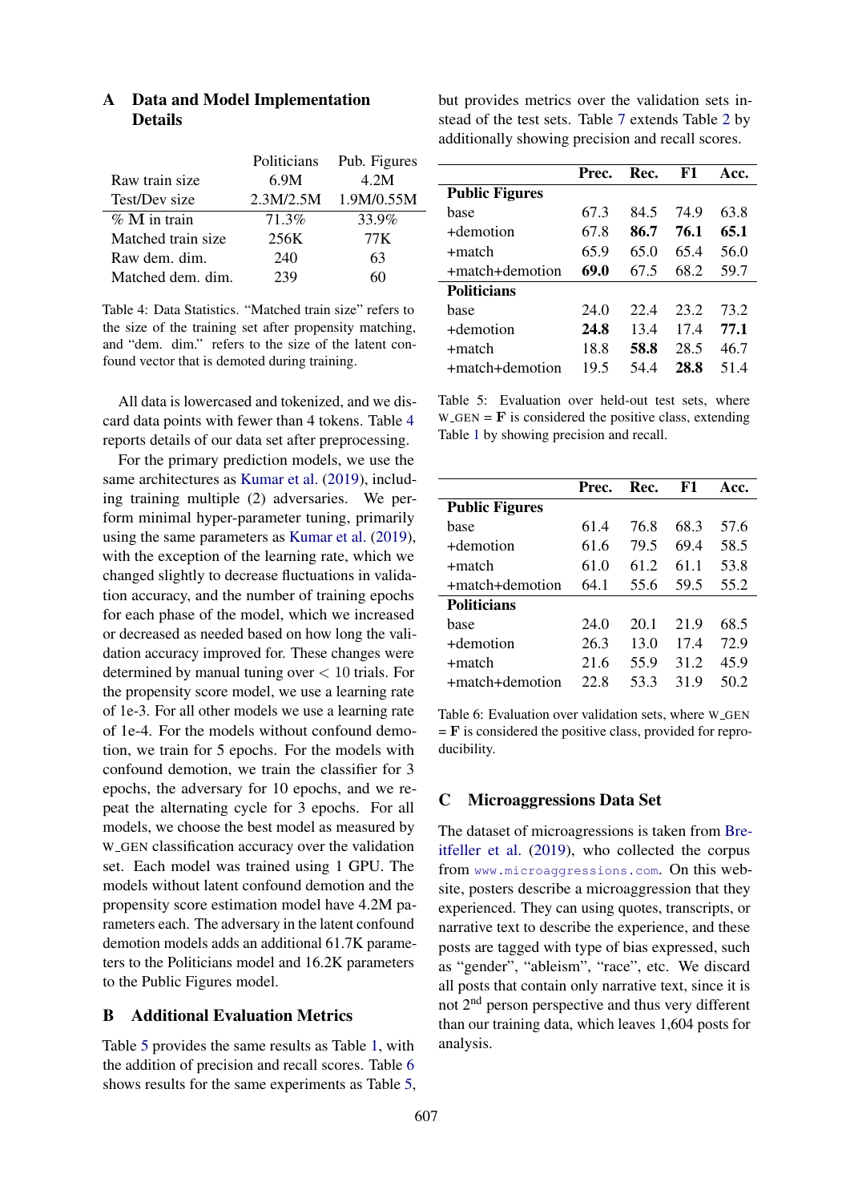## A Data and Model Implementation Details

| | Politicians | Pub. Figures |
|---|---|---|
| Raw train size | 6.9M | 4.2M |
| Test/Dev size | 2.3M/2.5M | 1.9M/0.55M |
| % M in train | 71.3% | 33.9% |
| Matched train size | 256K | 77K |
| Raw dem. dim. | 240 | 63 |
| Matched dem. dim. | 239 | 60 |

Table 4: Data Statistics. "Matched train size" refers to the size of the training set after propensity matching, and "dem. dim." refers to the size of the latent confound vector that is demoted during training.

All data is lowercased and tokenized, and we discard data points with fewer than 4 tokens. Table 4 reports details of our data set after preprocessing.

For the primary prediction models, we use the same architectures as Kumar et al. (2019), including training multiple (2) adversaries. We perform minimal hyper-parameter tuning, primarily using the same parameters as Kumar et al. (2019), with the exception of the learning rate, which we changed slightly to decrease fluctuations in validation accuracy, and the number of training epochs for each phase of the model, which we increased or decreased as needed based on how long the validation accuracy improved for. These changes were determined by manual tuning over $< 10$ trials. For the propensity score model, we use a learning rate of 1e-3. For all other models we use a learning rate of 1e-4. For the models without confound demotion, we train for 5 epochs. For the models with confound demotion, we train the classifier for 3 epochs, the adversary for 10 epochs, and we repeat the alternating cycle for 3 epochs. For all models, we choose the best model as measured by W_GEN classification accuracy over the validation set. Each model was trained using 1 GPU. The models without latent confound demotion and the propensity score estimation model have 4.2M parameters each. The adversary in the latent confound demotion models adds an additional 61.7K parameters to the Politicians model and 16.2K parameters to the Public Figures model.

## B Additional Evaluation Metrics

Table 5 provides the same results as Table 1, with the addition of precision and recall scores. Table 6 shows results for the same experiments as Table 5, but provides metrics over the validation sets instead of the test sets. Table 7 extends Table 2 by additionally showing precision and recall scores.

| | Prec. | Rec. | F1 | Acc. |
|---|---|---|---|---|
| **Public Figures** | | | | |
| base | 67.3 | 84.5 | 74.9 | 63.8 |
| +demotion | 67.8 | **86.7** | **76.1** | **65.1** |
| +match | 65.9 | 65.0 | 65.4 | 56.0 |
| +match+demotion | **69.0** | 67.5 | 68.2 | 59.7 |
| **Politicians** | | | | |
| base | 24.0 | 22.4 | 23.2 | 73.2 |
| +demotion | **24.8** | 13.4 | 17.4 | **77.1** |
| +match | 18.8 | **58.8** | 28.5 | 46.7 |
| +match+demotion | 19.5 | 54.4 | **28.8** | 51.4 |

Table 5: Evaluation over held-out test sets, where W_GEN = **F** is considered the positive class, extending Table 1 by showing precision and recall.

| | Prec. | Rec. | F1 | Acc. |
|---|---|---|---|---|
| **Public Figures** | | | | |
| base | 61.4 | 76.8 | 68.3 | 57.6 |
| +demotion | 61.6 | 79.5 | 69.4 | 58.5 |
| +match | 61.0 | 61.2 | 61.1 | 53.8 |
| +match+demotion | 64.1 | 55.6 | 59.5 | 55.2 |
| **Politicians** | | | | |
| base | 24.0 | 20.1 | 21.9 | 68.5 |
| +demotion | 26.3 | 13.0 | 17.4 | 72.9 |
| +match | 21.6 | 55.9 | 31.2 | 45.9 |
| +match+demotion | 22.8 | 53.3 | 31.9 | 50.2 |

Table 6: Evaluation over validation sets, where W_GEN = **F** is considered the positive class, provided for reproducibility.

## C Microaggressions Data Set

The dataset of microagressions is taken from Breitfeller et al. (2019), who collected the corpus from www.microaggressions.com. On this website, posters describe a microaggression that they experienced. They can using quotes, transcripts, or narrative text to describe the experience, and these posts are tagged with type of bias expressed, such as "gender", "ableism", "race", etc. We discard all posts that contain only narrative text, since it is not 2[nd] person perspective and thus very different than our training data, which leaves 1,604 posts for analysis.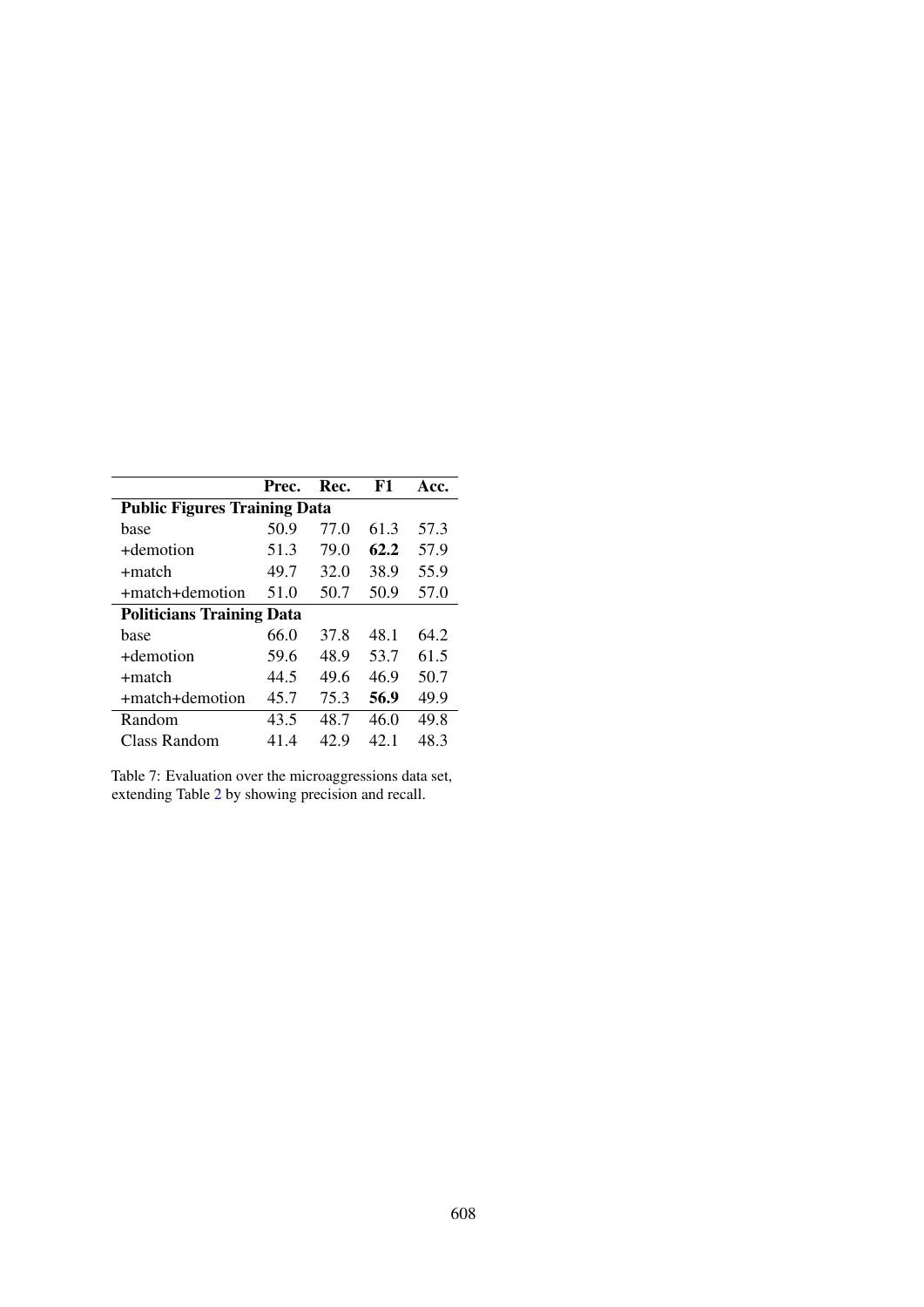| | Prec. | Rec. | F1 | Acc. |
|---|---|---|---|---|
| **Public Figures Training Data** | | | | |
| base | 50.9 | 77.0 | 61.3 | 57.3 |
| +demotion | 51.3 | 79.0 | **62.2** | 57.9 |
| +match | 49.7 | 32.0 | 38.9 | 55.9 |
| +match+demotion | 51.0 | 50.7 | 50.9 | 57.0 |
| **Politicians Training Data** | | | | |
| base | 66.0 | 37.8 | 48.1 | 64.2 |
| +demotion | 59.6 | 48.9 | 53.7 | 61.5 |
| +match | 44.5 | 49.6 | 46.9 | 50.7 |
| +match+demotion | 45.7 | 75.3 | **56.9** | 49.9 |
| Random | 43.5 | 48.7 | 46.0 | 49.8 |
| Class Random | 41.4 | 42.9 | 42.1 | 48.3 |

Table 7: Evaluation over the microaggressions data set, extending Table 2 by showing precision and recall.